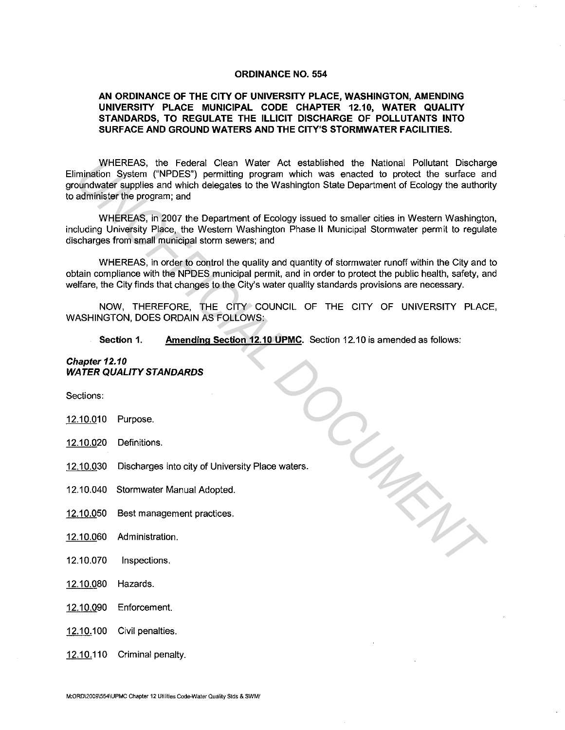**ORDINANCE NO. 554**

**AN ORDINANCE OF THE CITY OF UNIVERSITY PLACE, WASHINGTON, AMENDING UNIVERSITY PLACE MUNICIPAL CODE CHAPTER 12.10, WATER QUALITY STANDARDS, TO REGULATE THE ILLICIT DISCHARGE OF POLLUTANTS INTO SURFACE AND GROUND WATERS AND THE CITY'S STORMWATER FACILITIES.**

WHEREAS, the Federal Clean Water Act established the National Pollutant Discharge Elimination System ("NPDES") permitting program which was enacted to protect the surface and groundwater supplies and which delegates to the Washington State Department of Ecology the authority to administer the program; and

WHEREAS, in 2007 the Department of Ecology issued to smaller cities in Western Washington, including University Place, the Western Washington Phase II Municipal Stormwater permit to regulate discharges from small municipal storm sewers; and

WHEREAS, in order to control the quality and quantity of stormwater runoff within the City and to obtain compliance with the NPDES municipal permit, and in order to protect the public health, safety, and welfare, the City finds that changes to the City's water quality standards provisions are necessary.

NOW, THEREFORE, THE CITY COUNCIL OF THE CITY OF UNIVERSITY PLACE, WASHINGTON, DOES ORDAIN AS FOLLOWS:

**Section 1.** **Amending Section 12.10 UPMC**. Section 12.10 is amended as follows:

***Chapter 12.10***
***WATER QUALITY STANDARDS***

Sections:

12.10.010 Purpose.

12.10.020 Definitions.

12.10.030 Discharges into city of University Place waters.

12.10.040 Stormwater Manual Adopted.

12.10.050 Best management practices.

12.10.060 Administration.

12.10.070 Inspections.

12.10.080 Hazards.

12.10.090 Enforcement.

12.10.100 Civil penalties.

12.10.110 Criminal penalty.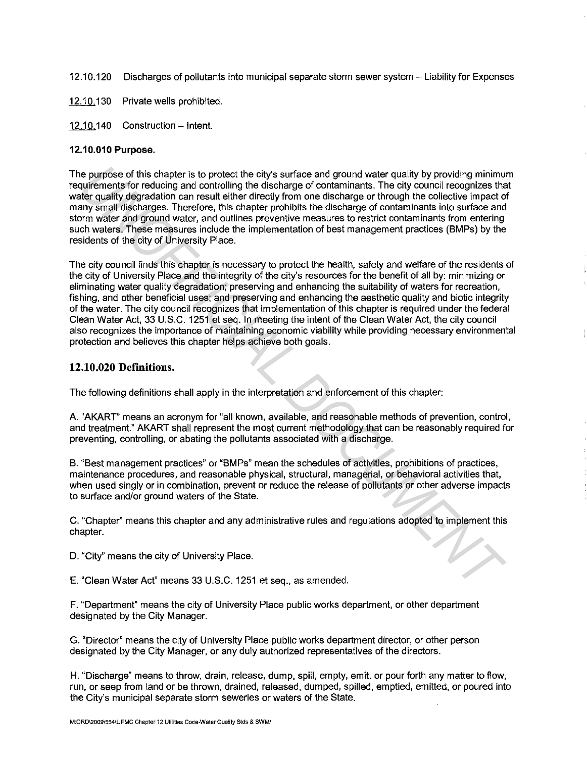12.10.120 Discharges of pollutants into municipal separate storm sewer system – Liability for Expenses

12.10.130 Private wells prohibited.

12.10.140 Construction – Intent.

**12.10.010 Purpose.**

The purpose of this chapter is to protect the city's surface and ground water quality by providing minimum requirements for reducing and controlling the discharge of contaminants. The city council recognizes that water quality degradation can result either directly from one discharge or through the collective impact of many small discharges. Therefore, this chapter prohibits the discharge of contaminants into surface and storm water and ground water, and outlines preventive measures to restrict contaminants from entering such waters. These measures include the implementation of best management practices (BMPs) by the residents of the city of University Place.

The city council finds this chapter is necessary to protect the health, safety and welfare of the residents of the city of University Place and the integrity of the city's resources for the benefit of all by: minimizing or eliminating water quality degradation; preserving and enhancing the suitability of waters for recreation, fishing, and other beneficial uses; and preserving and enhancing the aesthetic quality and biotic integrity of the water. The city council recognizes that implementation of this chapter is required under the federal Clean Water Act, 33 U.S.C. 1251 et seq. In meeting the intent of the Clean Water Act, the city council also recognizes the importance of maintaining economic viability while providing necessary environmental protection and believes this chapter helps achieve both goals.

## 12.10.020 Definitions.

The following definitions shall apply in the interpretation and enforcement of this chapter:

A. "AKART" means an acronym for "all known, available, and reasonable methods of prevention, control, and treatment." AKART shall represent the most current methodology that can be reasonably required for preventing, controlling, or abating the pollutants associated with a discharge.

B. "Best management practices" or "BMPs" mean the schedules of activities, prohibitions of practices, maintenance procedures, and reasonable physical, structural, managerial, or behavioral activities that, when used singly or in combination, prevent or reduce the release of pollutants or other adverse impacts to surface and/or ground waters of the State.

C. "Chapter" means this chapter and any administrative rules and regulations adopted to implement this chapter.

D. "City" means the city of University Place.

E. "Clean Water Act" means 33 U.S.C. 1251 et seq., as amended.

F. "Department" means the city of University Place public works department, or other department designated by the City Manager.

G. "Director" means the city of University Place public works department director, or other person designated by the City Manager, or any duly authorized representatives of the directors.

H. "Discharge" means to throw, drain, release, dump, spill, empty, emit, or pour forth any matter to flow, run, or seep from land or be thrown, drained, released, dumped, spilled, emptied, emitted, or poured into the City's municipal separate storm seweries or waters of the State.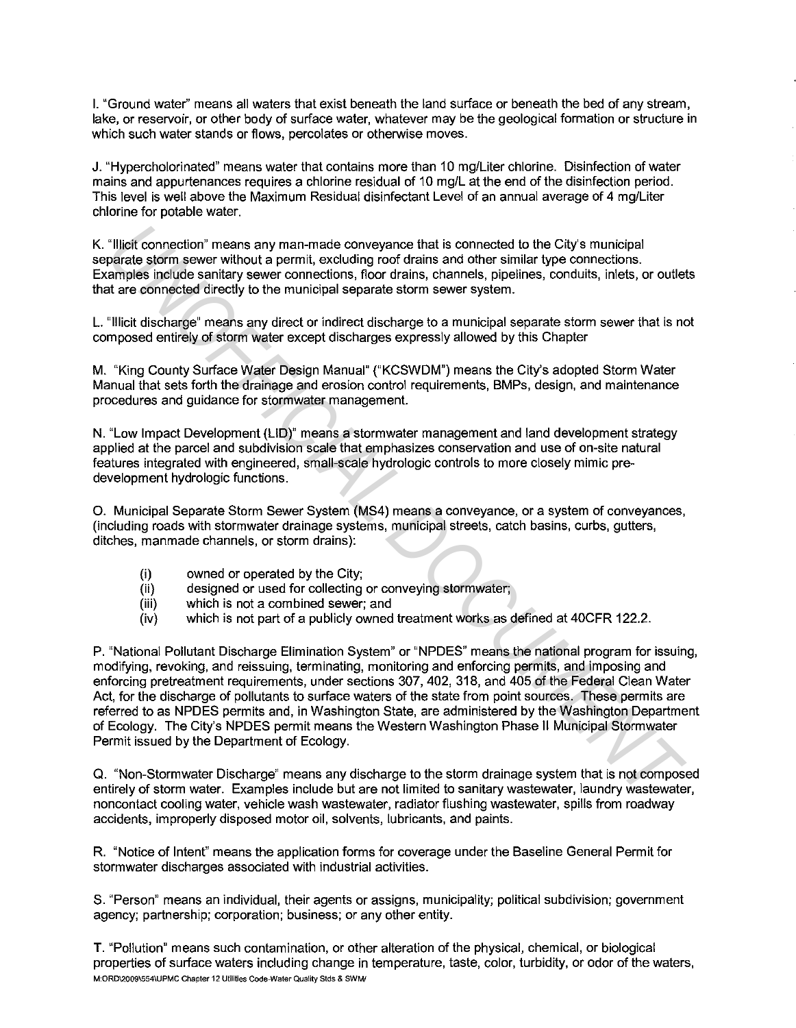I. "Ground water" means all waters that exist beneath the land surface or beneath the bed of any stream, lake, or reservoir, or other body of surface water, whatever may be the geological formation or structure in which such water stands or flows, percolates or otherwise moves.

J. "Hypercholorinated" means water that contains more than 10 mg/Liter chlorine. Disinfection of water mains and appurtenances requires a chlorine residual of 10 mg/L at the end of the disinfection period. This level is well above the Maximum Residual disinfectant Level of an annual average of 4 mg/Liter chlorine for potable water.

K. "Illicit connection" means any man-made conveyance that is connected to the City's municipal separate storm sewer without a permit, excluding roof drains and other similar type connections. Examples include sanitary sewer connections, floor drains, channels, pipelines, conduits, inlets, or outlets that are connected directly to the municipal separate storm sewer system.

L. "Illicit discharge" means any direct or indirect discharge to a municipal separate storm sewer that is not composed entirely of storm water except discharges expressly allowed by this Chapter

M. "King County Surface Water Design Manual" ("KCSWDM") means the City's adopted Storm Water Manual that sets forth the drainage and erosion control requirements, BMPs, design, and maintenance procedures and guidance for stormwater management.

N. "Low Impact Development (LID)" means a stormwater management and land development strategy applied at the parcel and subdivision scale that emphasizes conservation and use of on-site natural features integrated with engineered, small-scale hydrologic controls to more closely mimic pre-development hydrologic functions.

O. Municipal Separate Storm Sewer System (MS4) means a conveyance, or a system of conveyances, (including roads with stormwater drainage systems, municipal streets, catch basins, curbs, gutters, ditches, manmade channels, or storm drains):

- (i) owned or operated by the City;
- (ii) designed or used for collecting or conveying stormwater;
- (iii) which is not a combined sewer; and
- (iv) which is not part of a publicly owned treatment works as defined at 40CFR 122.2.

P. "National Pollutant Discharge Elimination System" or "NPDES" means the national program for issuing, modifying, revoking, and reissuing, terminating, monitoring and enforcing permits, and imposing and enforcing pretreatment requirements, under sections 307, 402, 318, and 405 of the Federal Clean Water Act, for the discharge of pollutants to surface waters of the state from point sources. These permits are referred to as NPDES permits and, in Washington State, are administered by the Washington Department of Ecology. The City's NPDES permit means the Western Washington Phase II Municipal Stormwater Permit issued by the Department of Ecology.

Q. "Non-Stormwater Discharge" means any discharge to the storm drainage system that is not composed entirely of storm water. Examples include but are not limited to sanitary wastewater, laundry wastewater, noncontact cooling water, vehicle wash wastewater, radiator flushing wastewater, spills from roadway accidents, improperly disposed motor oil, solvents, lubricants, and paints.

R. "Notice of Intent" means the application forms for coverage under the Baseline General Permit for stormwater discharges associated with industrial activities.

S. "Person" means an individual, their agents or assigns, municipality; political subdivision; government agency; partnership; corporation; business; or any other entity.

T. "Pollution" means such contamination, or other alteration of the physical, chemical, or biological properties of surface waters including change in temperature, taste, color, turbidity, or odor of the waters,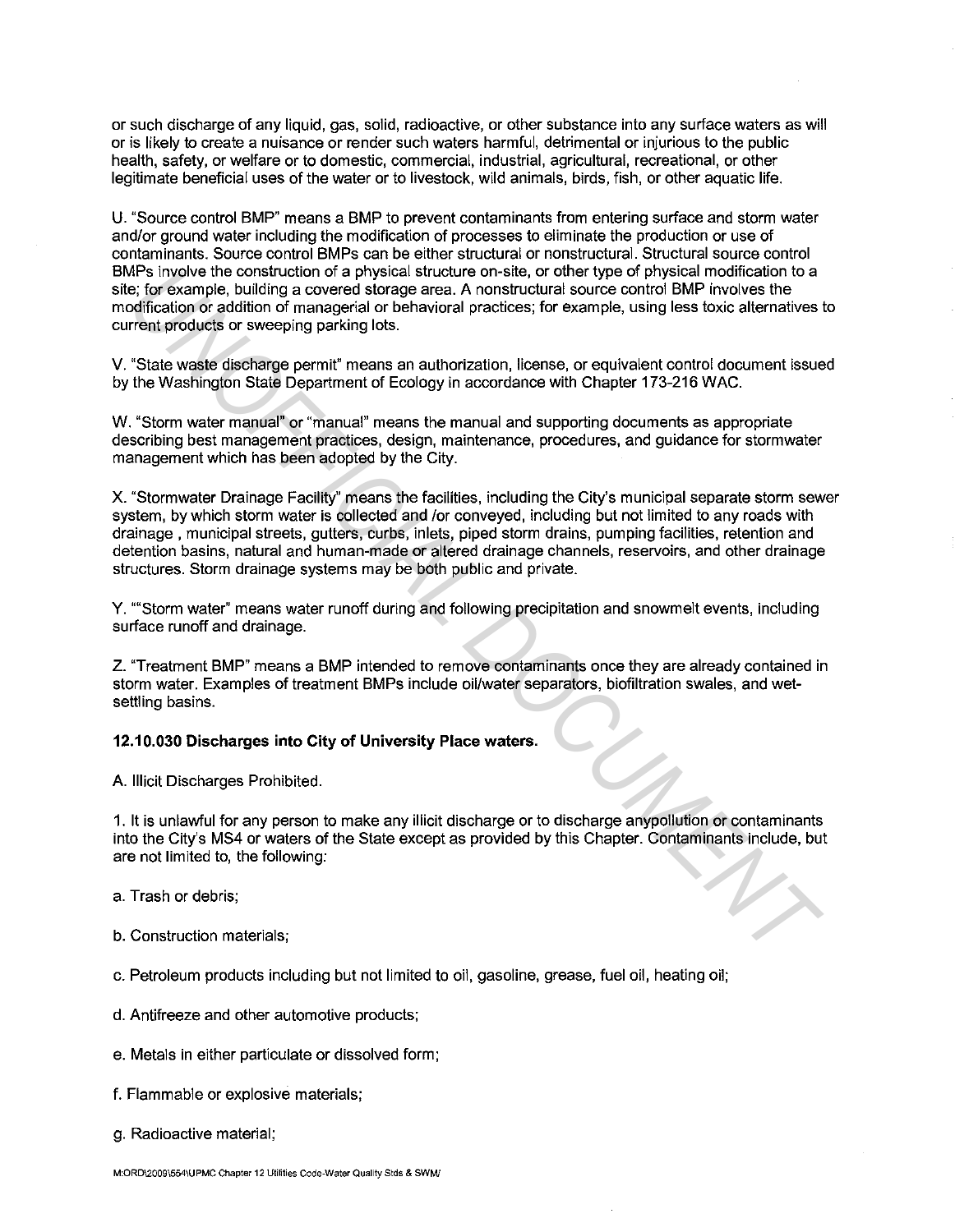or such discharge of any liquid, gas, solid, radioactive, or other substance into any surface waters as will or is likely to create a nuisance or render such waters harmful, detrimental or injurious to the public health, safety, or welfare or to domestic, commercial, industrial, agricultural, recreational, or other legitimate beneficial uses of the water or to livestock, wild animals, birds, fish, or other aquatic life.

U. "Source control BMP" means a BMP to prevent contaminants from entering surface and storm water and/or ground water including the modification of processes to eliminate the production or use of contaminants. Source control BMPs can be either structural or nonstructural. Structural source control BMPs involve the construction of a physical structure on-site, or other type of physical modification to a site; for example, building a covered storage area. A nonstructural source control BMP involves the modification or addition of managerial or behavioral practices; for example, using less toxic alternatives to current products or sweeping parking lots.

V. "State waste discharge permit" means an authorization, license, or equivalent control document issued by the Washington State Department of Ecology in accordance with Chapter 173-216 WAC.

W. "Storm water manual" or "manual" means the manual and supporting documents as appropriate describing best management practices, design, maintenance, procedures, and guidance for stormwater management which has been adopted by the City.

X. "Stormwater Drainage Facility" means the facilities, including the City's municipal separate storm sewer system, by which storm water is collected and /or conveyed, including but not limited to any roads with drainage , municipal streets, gutters, curbs, inlets, piped storm drains, pumping facilities, retention and detention basins, natural and human-made or altered drainage channels, reservoirs, and other drainage structures. Storm drainage systems may be both public and private.

Y. ""Storm water" means water runoff during and following precipitation and snowmelt events, including surface runoff and drainage.

Z. "Treatment BMP" means a BMP intended to remove contaminants once they are already contained in storm water. Examples of treatment BMPs include oil/water separators, biofiltration swales, and wet-settling basins.

**12.10.030 Discharges into City of University Place waters.**

A. Illicit Discharges Prohibited.

1. It is unlawful for any person to make any illicit discharge or to discharge anypollution or contaminants into the City's MS4 or waters of the State except as provided by this Chapter. Contaminants include, but are not limited to, the following:

a. Trash or debris;

b. Construction materials;

c. Petroleum products including but not limited to oil, gasoline, grease, fuel oil, heating oil;

d. Antifreeze and other automotive products;

e. Metals in either particulate or dissolved form;

f. Flammable or explosive materials;

g. Radioactive material;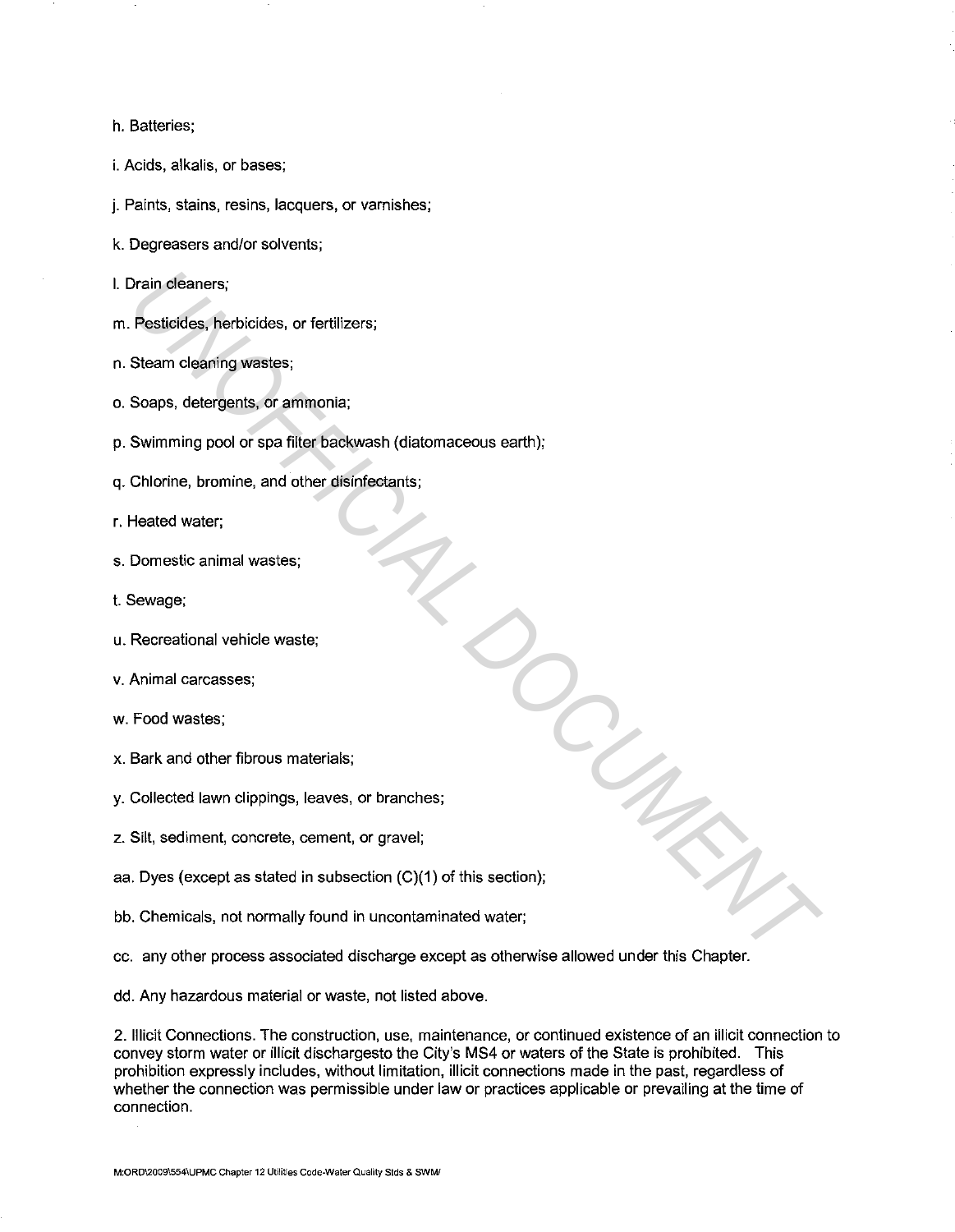h. Batteries;

i. Acids, alkalis, or bases;

j. Paints, stains, resins, lacquers, or varnishes;

k. Degreasers and/or solvents;

l. Drain cleaners;

m. Pesticides, herbicides, or fertilizers;

n. Steam cleaning wastes;

o. Soaps, detergents, or ammonia;

p. Swimming pool or spa filter backwash (diatomaceous earth);

q. Chlorine, bromine, and other disinfectants;

r. Heated water;

s. Domestic animal wastes;

t. Sewage;

u. Recreational vehicle waste;

v. Animal carcasses;

w. Food wastes;

x. Bark and other fibrous materials;

y. Collected lawn clippings, leaves, or branches;

z. Silt, sediment, concrete, cement, or gravel;

aa. Dyes (except as stated in subsection (C)(1) of this section);

bb. Chemicals, not normally found in uncontaminated water;

cc. any other process associated discharge except as otherwise allowed under this Chapter.

dd. Any hazardous material or waste, not listed above.

2. Illicit Connections. The construction, use, maintenance, or continued existence of an illicit connection to convey storm water or illicit dischargesto the City's MS4 or waters of the State is prohibited. This prohibition expressly includes, without limitation, illicit connections made in the past, regardless of whether the connection was permissible under law or practices applicable or prevailing at the time of connection.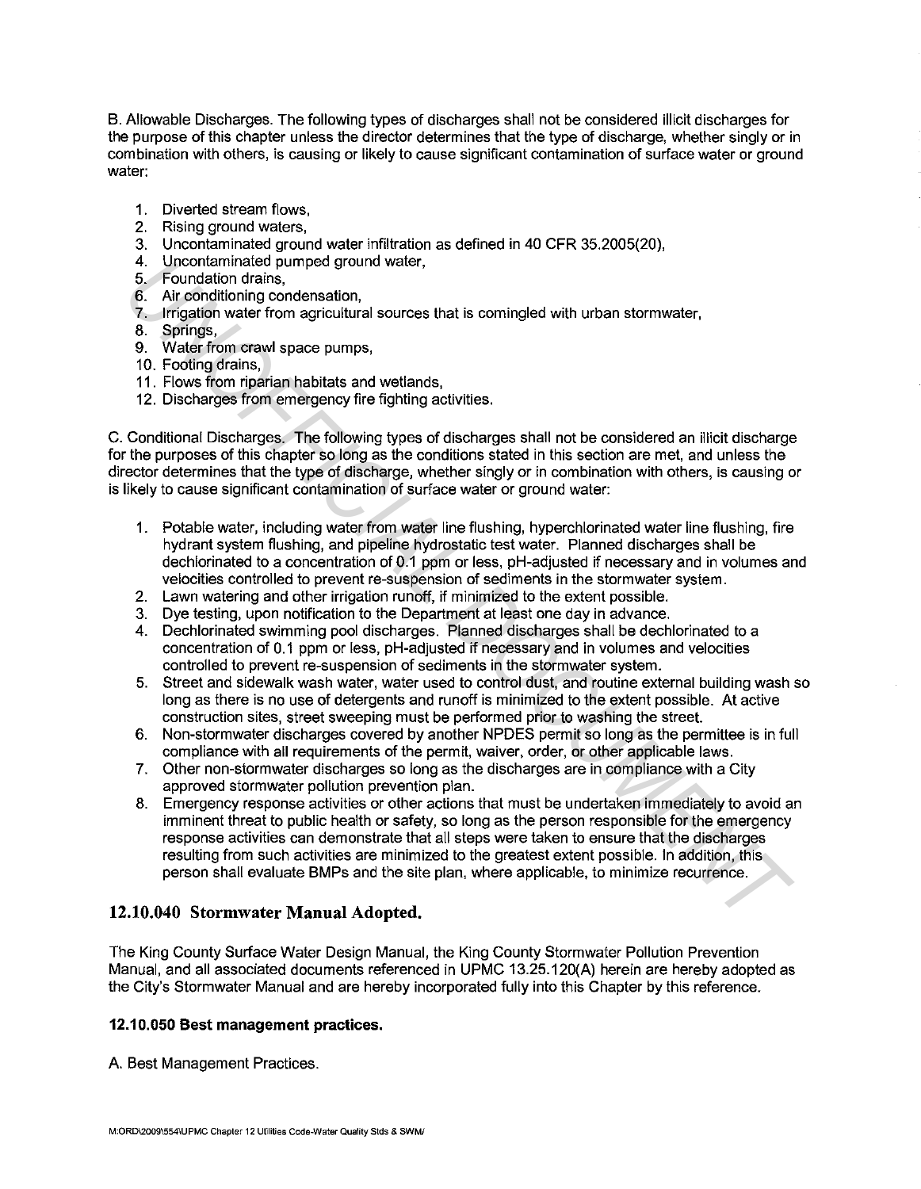B. Allowable Discharges. The following types of discharges shall not be considered illicit discharges for the purpose of this chapter unless the director determines that the type of discharge, whether singly or in combination with others, is causing or likely to cause significant contamination of surface water or ground water:

1. Diverted stream flows,
2. Rising ground waters,
3. Uncontaminated ground water infiltration as defined in 40 CFR 35.2005(20),
4. Uncontaminated pumped ground water,
5. Foundation drains,
6. Air conditioning condensation,
7. Irrigation water from agricultural sources that is comingled with urban stormwater,
8. Springs,
9. Water from crawl space pumps,
10. Footing drains,
11. Flows from riparian habitats and wetlands,
12. Discharges from emergency fire fighting activities.

C. Conditional Discharges. The following types of discharges shall not be considered an illicit discharge for the purposes of this chapter so long as the conditions stated in this section are met, and unless the director determines that the type of discharge, whether singly or in combination with others, is causing or is likely to cause significant contamination of surface water or ground water:

1. Potable water, including water from water line flushing, hyperchlorinated water line flushing, fire hydrant system flushing, and pipeline hydrostatic test water. Planned discharges shall be dechlorinated to a concentration of 0.1 ppm or less, pH-adjusted if necessary and in volumes and velocities controlled to prevent re-suspension of sediments in the stormwater system.
2. Lawn watering and other irrigation runoff, if minimized to the extent possible.
3. Dye testing, upon notification to the Department at least one day in advance.
4. Dechlorinated swimming pool discharges. Planned discharges shall be dechlorinated to a concentration of 0.1 ppm or less, pH-adjusted if necessary and in volumes and velocities controlled to prevent re-suspension of sediments in the stormwater system.
5. Street and sidewalk wash water, water used to control dust, and routine external building wash so long as there is no use of detergents and runoff is minimized to the extent possible. At active construction sites, street sweeping must be performed prior to washing the street.
6. Non-stormwater discharges covered by another NPDES permit so long as the permittee is in full compliance with all requirements of the permit, waiver, order, or other applicable laws.
7. Other non-stormwater discharges so long as the discharges are in compliance with a City approved stormwater pollution prevention plan.
8. Emergency response activities or other actions that must be undertaken immediately to avoid an imminent threat to public health or safety, so long as the person responsible for the emergency response activities can demonstrate that all steps were taken to ensure that the discharges resulting from such activities are minimized to the greatest extent possible. In addition, this person shall evaluate BMPs and the site plan, where applicable, to minimize recurrence.

## 12.10.040 Stormwater Manual Adopted.

The King County Surface Water Design Manual, the King County Stormwater Pollution Prevention Manual, and all associated documents referenced in UPMC 13.25.120(A) herein are hereby adopted as the City's Stormwater Manual and are hereby incorporated fully into this Chapter by this reference.

### 12.10.050 Best management practices.

A. Best Management Practices.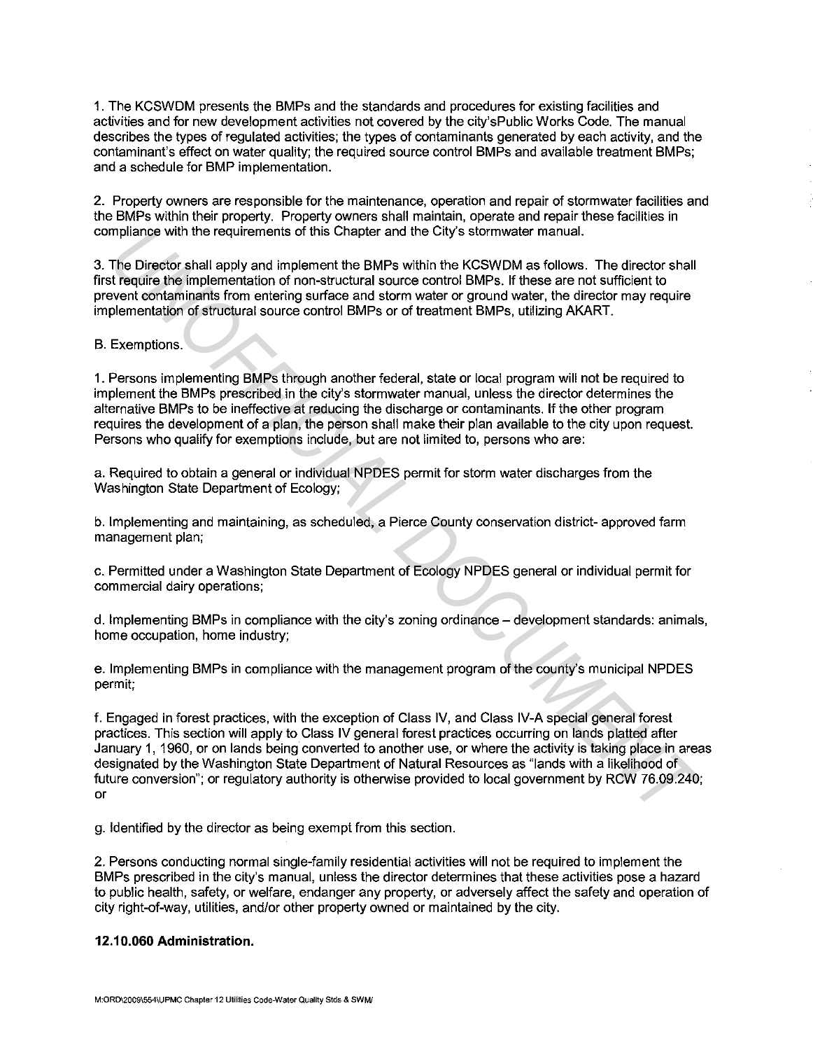1. The KCSWDM presents the BMPs and the standards and procedures for existing facilities and activities and for new development activities not covered by the city'sPublic Works Code. The manual describes the types of regulated activities; the types of contaminants generated by each activity, and the contaminant's effect on water quality; the required source control BMPs and available treatment BMPs; and a schedule for BMP implementation.

2. Property owners are responsible for the maintenance, operation and repair of stormwater facilities and the BMPs within their property. Property owners shall maintain, operate and repair these facilities in compliance with the requirements of this Chapter and the City's stormwater manual.

3. The Director shall apply and implement the BMPs within the KCSWDM as follows. The director shall first require the implementation of non-structural source control BMPs. If these are not sufficient to prevent contaminants from entering surface and storm water or ground water, the director may require implementation of structural source control BMPs or of treatment BMPs, utilizing AKART.

B. Exemptions.

1. Persons implementing BMPs through another federal, state or local program will not be required to implement the BMPs prescribed in the city's stormwater manual, unless the director determines the alternative BMPs to be ineffective at reducing the discharge or contaminants. If the other program requires the development of a plan, the person shall make their plan available to the city upon request. Persons who qualify for exemptions include, but are not limited to, persons who are:

a. Required to obtain a general or individual NPDES permit for storm water discharges from the Washington State Department of Ecology;

b. Implementing and maintaining, as scheduled, a Pierce County conservation district- approved farm management plan;

c. Permitted under a Washington State Department of Ecology NPDES general or individual permit for commercial dairy operations;

d. Implementing BMPs in compliance with the city's zoning ordinance – development standards: animals, home occupation, home industry;

e. Implementing BMPs in compliance with the management program of the county's municipal NPDES permit;

f. Engaged in forest practices, with the exception of Class IV, and Class IV-A special general forest practices. This section will apply to Class IV general forest practices occurring on lands platted after January 1, 1960, or on lands being converted to another use, or where the activity is taking place in areas designated by the Washington State Department of Natural Resources as "lands with a likelihood of future conversion"; or regulatory authority is otherwise provided to local government by RCW 76.09.240; or

g. Identified by the director as being exempt from this section.

2. Persons conducting normal single-family residential activities will not be required to implement the BMPs prescribed in the city's manual, unless the director determines that these activities pose a hazard to public health, safety, or welfare, endanger any property, or adversely affect the safety and operation of city right-of-way, utilities, and/or other property owned or maintained by the city.

**12.10.060 Administration.**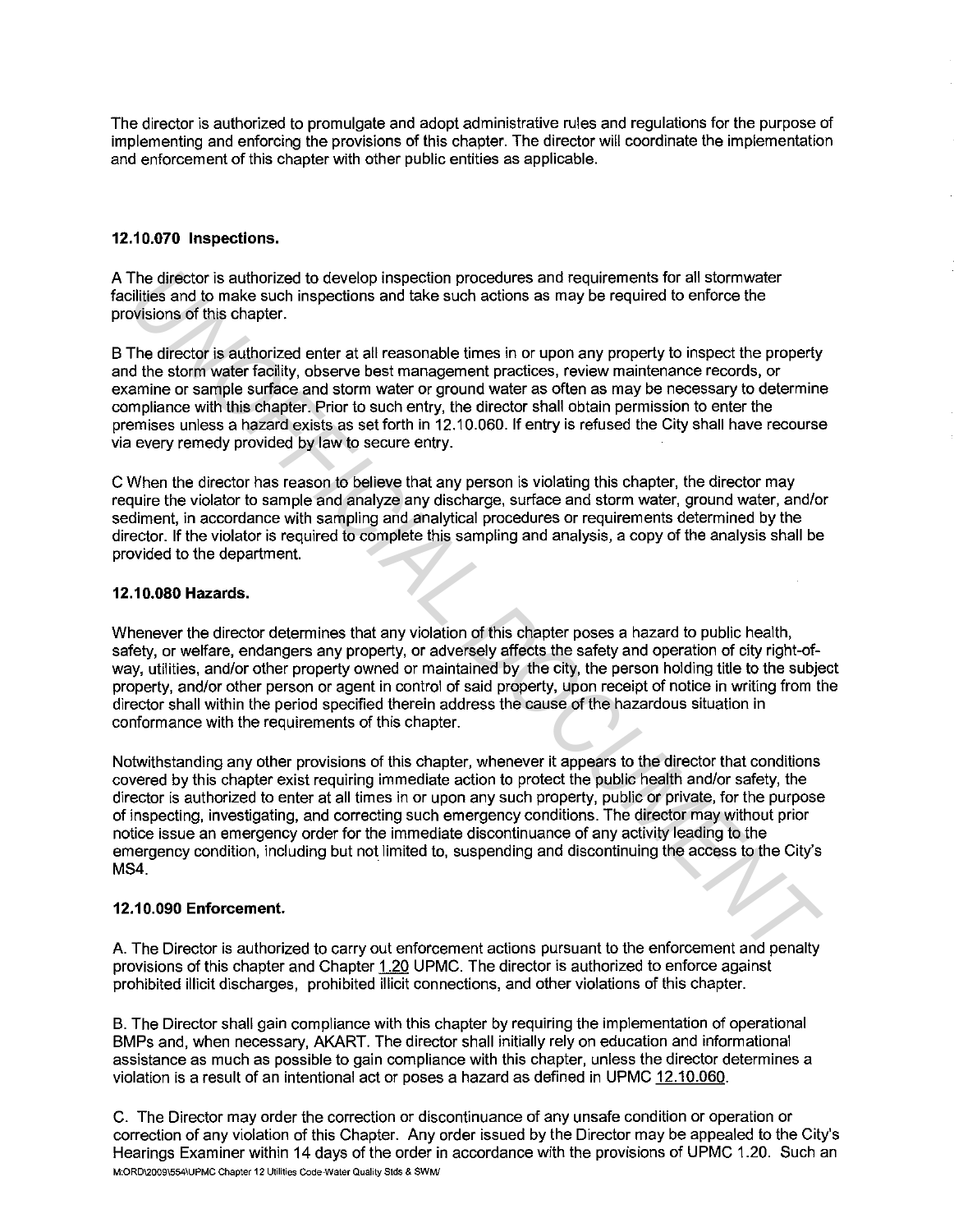The director is authorized to promulgate and adopt administrative rules and regulations for the purpose of implementing and enforcing the provisions of this chapter. The director will coordinate the implementation and enforcement of this chapter with other public entities as applicable.

**12.10.070 Inspections.**

A The director is authorized to develop inspection procedures and requirements for all stormwater facilities and to make such inspections and take such actions as may be required to enforce the provisions of this chapter.

B The director is authorized enter at all reasonable times in or upon any property to inspect the property and the storm water facility, observe best management practices, review maintenance records, or examine or sample surface and storm water or ground water as often as may be necessary to determine compliance with this chapter. Prior to such entry, the director shall obtain permission to enter the premises unless a hazard exists as set forth in 12.10.060. If entry is refused the City shall have recourse via every remedy provided by law to secure entry.

C When the director has reason to believe that any person is violating this chapter, the director may require the violator to sample and analyze any discharge, surface and storm water, ground water, and/or sediment, in accordance with sampling and analytical procedures or requirements determined by the director. If the violator is required to complete this sampling and analysis, a copy of the analysis shall be provided to the department.

**12.10.080 Hazards.**

Whenever the director determines that any violation of this chapter poses a hazard to public health, safety, or welfare, endangers any property, or adversely affects the safety and operation of city right-of-way, utilities, and/or other property owned or maintained by the city, the person holding title to the subject property, and/or other person or agent in control of said property, upon receipt of notice in writing from the director shall within the period specified therein address the cause of the hazardous situation in conformance with the requirements of this chapter.

Notwithstanding any other provisions of this chapter, whenever it appears to the director that conditions covered by this chapter exist requiring immediate action to protect the public health and/or safety, the director is authorized to enter at all times in or upon any such property, public or private, for the purpose of inspecting, investigating, and correcting such emergency conditions. The director may without prior notice issue an emergency order for the immediate discontinuance of any activity leading to the emergency condition, including but not limited to, suspending and discontinuing the access to the City's MS4.

**12.10.090 Enforcement.**

A. The Director is authorized to carry out enforcement actions pursuant to the enforcement and penalty provisions of this chapter and Chapter 1.20 UPMC. The director is authorized to enforce against prohibited illicit discharges, prohibited illicit connections, and other violations of this chapter.

B. The Director shall gain compliance with this chapter by requiring the implementation of operational BMPs and, when necessary, AKART. The director shall initially rely on education and informational assistance as much as possible to gain compliance with this chapter, unless the director determines a violation is a result of an intentional act or poses a hazard as defined in UPMC 12.10.060.

C. The Director may order the correction or discontinuance of any unsafe condition or operation or correction of any violation of this Chapter. Any order issued by the Director may be appealed to the City's Hearings Examiner within 14 days of the order in accordance with the provisions of UPMC 1.20. Such an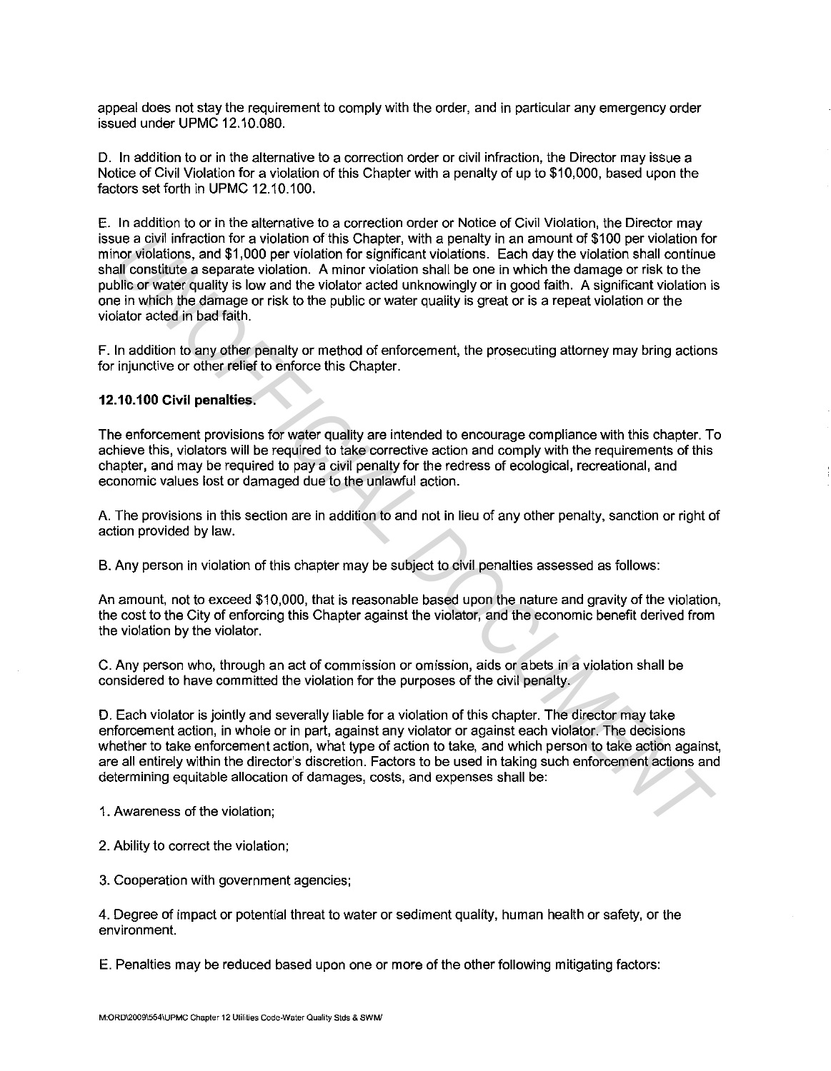appeal does not stay the requirement to comply with the order, and in particular any emergency order issued under UPMC 12.10.080.

D. In addition to or in the alternative to a correction order or civil infraction, the Director may issue a Notice of Civil Violation for a violation of this Chapter with a penalty of up to $10,000, based upon the factors set forth in UPMC 12.10.100.

E. In addition to or in the alternative to a correction order or Notice of Civil Violation, the Director may issue a civil infraction for a violation of this Chapter, with a penalty in an amount of $100 per violation for minor violations, and $1,000 per violation for significant violations. Each day the violation shall continue shall constitute a separate violation. A minor violation shall be one in which the damage or risk to the public or water quality is low and the violator acted unknowingly or in good faith. A significant violation is one in which the damage or risk to the public or water quality is great or is a repeat violation or the violator acted in bad faith.

F. In addition to any other penalty or method of enforcement, the prosecuting attorney may bring actions for injunctive or other relief to enforce this Chapter.

**12.10.100 Civil penalties.**

The enforcement provisions for water quality are intended to encourage compliance with this chapter. To achieve this, violators will be required to take corrective action and comply with the requirements of this chapter, and may be required to pay a civil penalty for the redress of ecological, recreational, and economic values lost or damaged due to the unlawful action.

A. The provisions in this section are in addition to and not in lieu of any other penalty, sanction or right of action provided by law.

B. Any person in violation of this chapter may be subject to civil penalties assessed as follows:

An amount, not to exceed $10,000, that is reasonable based upon the nature and gravity of the violation, the cost to the City of enforcing this Chapter against the violator, and the economic benefit derived from the violation by the violator.

C. Any person who, through an act of commission or omission, aids or abets in a violation shall be considered to have committed the violation for the purposes of the civil penalty.

D. Each violator is jointly and severally liable for a violation of this chapter. The director may take enforcement action, in whole or in part, against any violator or against each violator. The decisions whether to take enforcement action, what type of action to take, and which person to take action against, are all entirely within the director's discretion. Factors to be used in taking such enforcement actions and determining equitable allocation of damages, costs, and expenses shall be:

1. Awareness of the violation;

2. Ability to correct the violation;

3. Cooperation with government agencies;

4. Degree of impact or potential threat to water or sediment quality, human health or safety, or the environment.

E. Penalties may be reduced based upon one or more of the other following mitigating factors: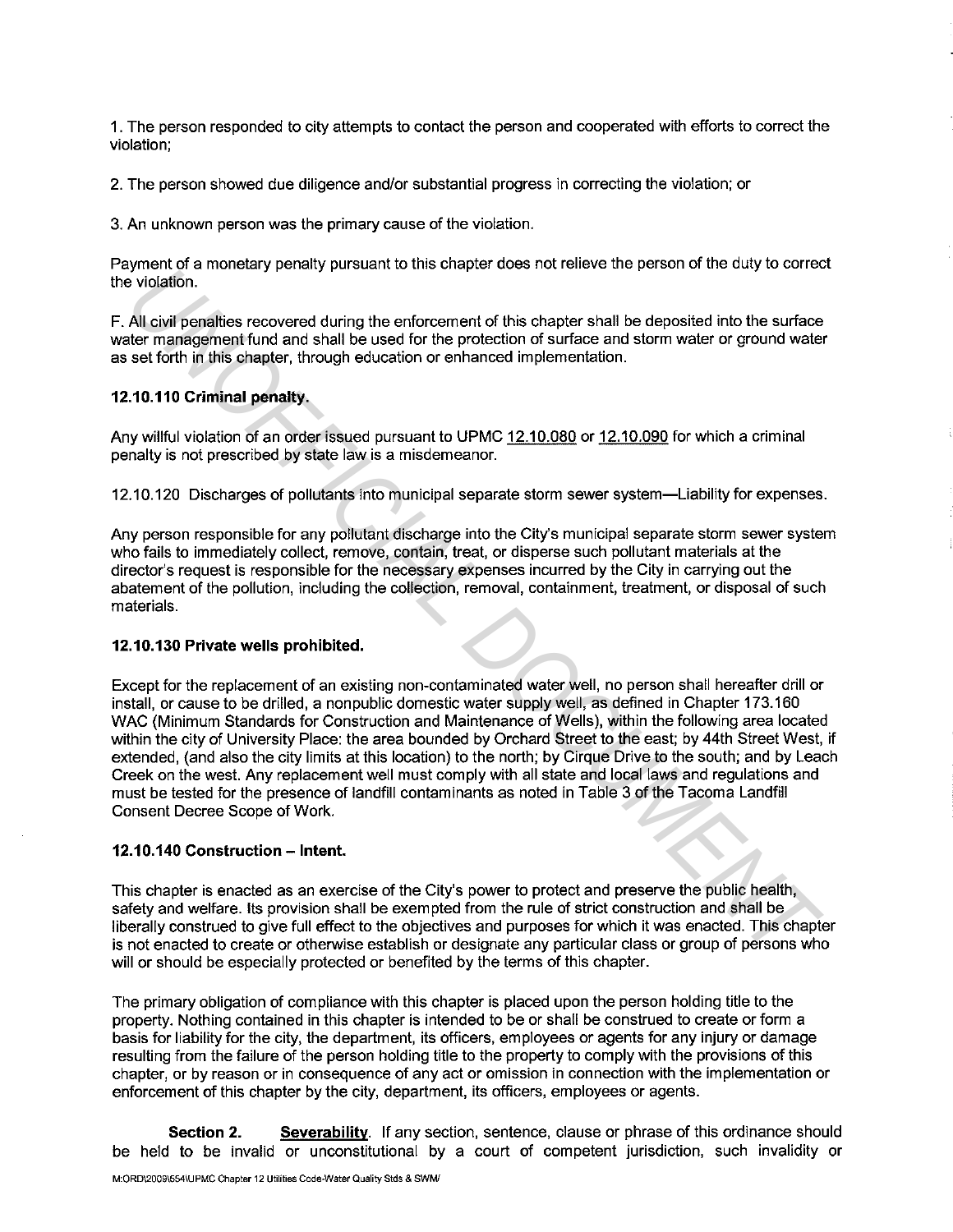1. The person responded to city attempts to contact the person and cooperated with efforts to correct the violation;

2. The person showed due diligence and/or substantial progress in correcting the violation; or

3. An unknown person was the primary cause of the violation.

Payment of a monetary penalty pursuant to this chapter does not relieve the person of the duty to correct the violation.

F. All civil penalties recovered during the enforcement of this chapter shall be deposited into the surface water management fund and shall be used for the protection of surface and storm water or ground water as set forth in this chapter, through education or enhanced implementation.

**12.10.110 Criminal penalty.**

Any willful violation of an order issued pursuant to UPMC 12.10.080 or 12.10.090 for which a criminal penalty is not prescribed by state law is a misdemeanor.

12.10.120 Discharges of pollutants into municipal separate storm sewer system—Liability for expenses.

Any person responsible for any pollutant discharge into the City's municipal separate storm sewer system who fails to immediately collect, remove, contain, treat, or disperse such pollutant materials at the director's request is responsible for the necessary expenses incurred by the City in carrying out the abatement of the pollution, including the collection, removal, containment, treatment, or disposal of such materials.

**12.10.130 Private wells prohibited.**

Except for the replacement of an existing non-contaminated water well, no person shall hereafter drill or install, or cause to be drilled, a nonpublic domestic water supply well, as defined in Chapter 173.160 WAC (Minimum Standards for Construction and Maintenance of Wells), within the following area located within the city of University Place: the area bounded by Orchard Street to the east; by 44th Street West, if extended, (and also the city limits at this location) to the north; by Cirque Drive to the south; and by Leach Creek on the west. Any replacement well must comply with all state and local laws and regulations and must be tested for the presence of landfill contaminants as noted in Table 3 of the Tacoma Landfill Consent Decree Scope of Work.

**12.10.140 Construction – Intent.**

This chapter is enacted as an exercise of the City's power to protect and preserve the public health, safety and welfare. Its provision shall be exempted from the rule of strict construction and shall be liberally construed to give full effect to the objectives and purposes for which it was enacted. This chapter is not enacted to create or otherwise establish or designate any particular class or group of persons who will or should be especially protected or benefited by the terms of this chapter.

The primary obligation of compliance with this chapter is placed upon the person holding title to the property. Nothing contained in this chapter is intended to be or shall be construed to create or form a basis for liability for the city, the department, its officers, employees or agents for any injury or damage resulting from the failure of the person holding title to the property to comply with the provisions of this chapter, or by reason or in consequence of any act or omission in connection with the implementation or enforcement of this chapter by the city, department, its officers, employees or agents.

**Section 2.** **Severability**. If any section, sentence, clause or phrase of this ordinance should be held to be invalid or unconstitutional by a court of competent jurisdiction, such invalidity or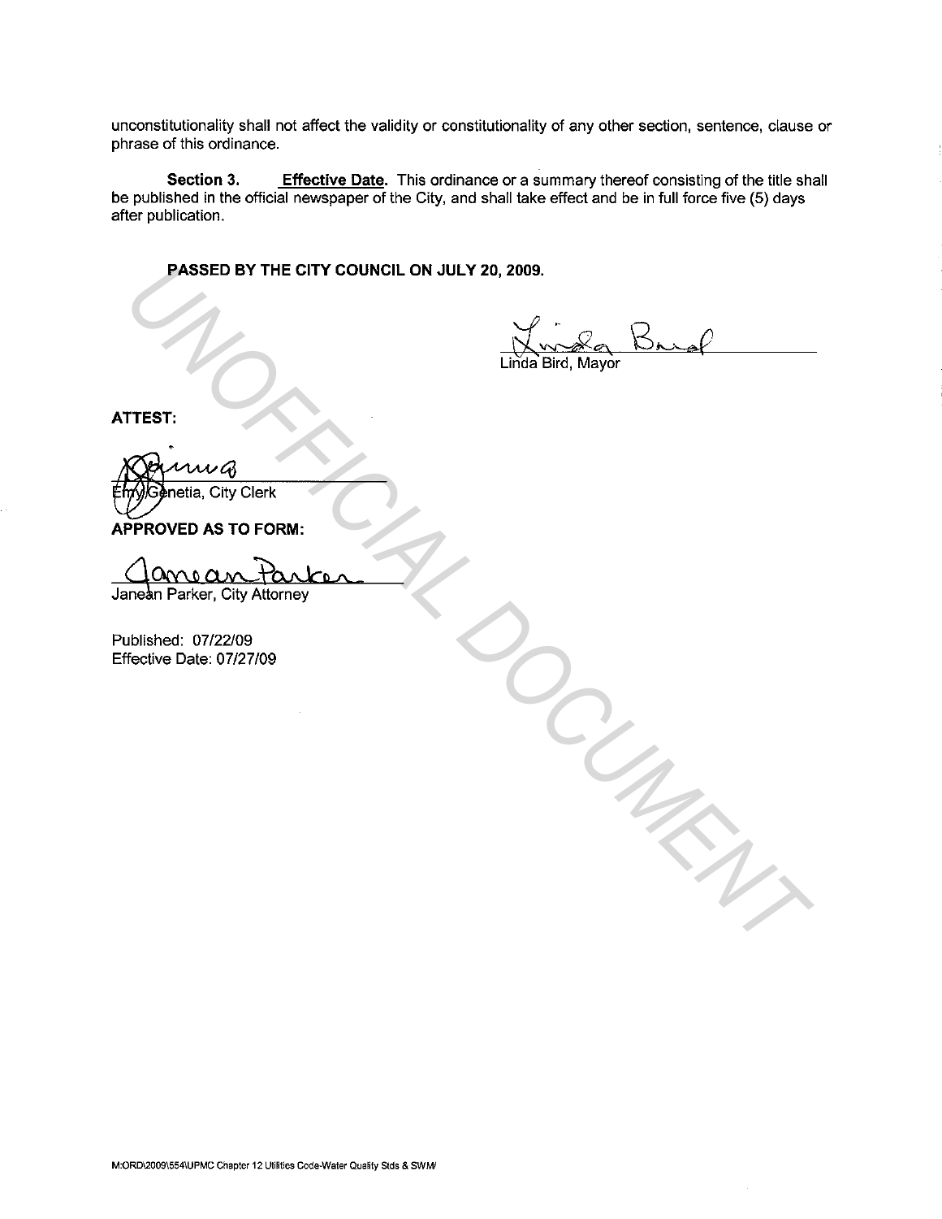unconstitutionality shall not affect the validity or constitutionality of any other section, sentence, clause or phrase of this ordinance.

**Section 3.** **Effective Date.** This ordinance or a summary thereof consisting of the title shall be published in the official newspaper of the City, and shall take effect and be in full force five (5) days after publication.

**PASSED BY THE CITY COUNCIL ON JULY 20, 2009.**

Linda Bird, Mayor

**ATTEST:**

Emy Genetia, City Clerk

**APPROVED AS TO FORM:**

Janean Parker, City Attorney

Published: 07/22/09
Effective Date: 07/27/09

M:ORD\2009\554\UPMC Chapter 12 Utilities Code-Water Quality Stds & SWM/